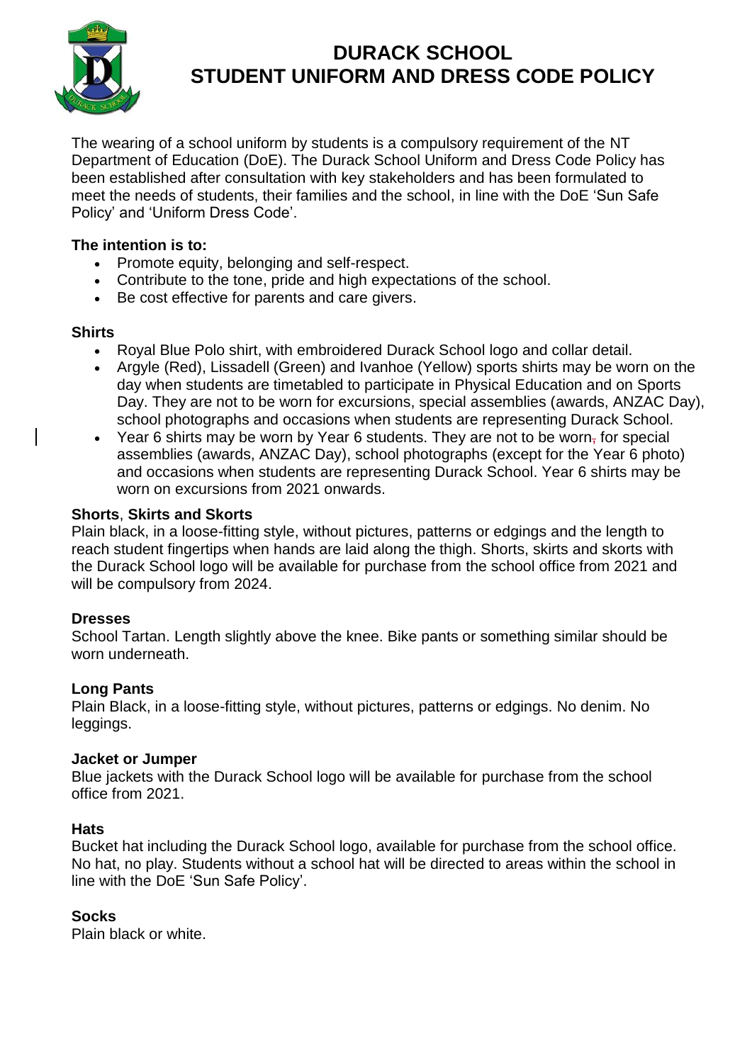# DURACK SCHOOL
# STUDENT UNIFORM AND DRESS CODE POLICY

The wearing of a school uniform by students is a compulsory requirement of the NT Department of Education (DoE). The Durack School Uniform and Dress Code Policy has been established after consultation with key stakeholders and has been formulated to meet the needs of students, their families and the school, in line with the DoE 'Sun Safe Policy' and 'Uniform Dress Code'.

**The intention is to:**

- Promote equity, belonging and self-respect.
- Contribute to the tone, pride and high expectations of the school.
- Be cost effective for parents and care givers.

**Shirts**

- Royal Blue Polo shirt, with embroidered Durack School logo and collar detail.
- Argyle (Red), Lissadell (Green) and Ivanhoe (Yellow) sports shirts may be worn on the day when students are timetabled to participate in Physical Education and on Sports Day. They are not to be worn for excursions, special assemblies (awards, ANZAC Day), school photographs and occasions when students are representing Durack School.
- Year 6 shirts may be worn by Year 6 students. They are not to be worn for special assemblies (awards, ANZAC Day), school photographs (except for the Year 6 photo) and occasions when students are representing Durack School. Year 6 shirts may be worn on excursions from 2021 onwards.

**Shorts, Skirts and Skorts**

Plain black, in a loose-fitting style, without pictures, patterns or edgings and the length to reach student fingertips when hands are laid along the thigh. Shorts, skirts and skorts with the Durack School logo will be available for purchase from the school office from 2021 and will be compulsory from 2024.

**Dresses**

School Tartan. Length slightly above the knee. Bike pants or something similar should be worn underneath.

**Long Pants**

Plain Black, in a loose-fitting style, without pictures, patterns or edgings. No denim. No leggings.

**Jacket or Jumper**

Blue jackets with the Durack School logo will be available for purchase from the school office from 2021.

**Hats**

Bucket hat including the Durack School logo, available for purchase from the school office. No hat, no play. Students without a school hat will be directed to areas within the school in line with the DoE 'Sun Safe Policy'.

**Socks**

Plain black or white.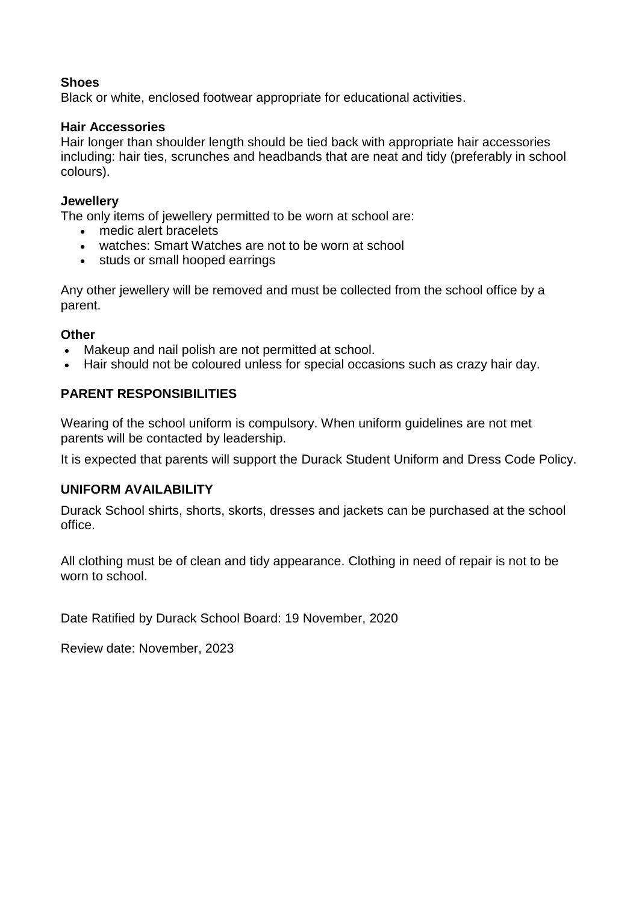**Shoes**

Black or white, enclosed footwear appropriate for educational activities.

**Hair Accessories**

Hair longer than shoulder length should be tied back with appropriate hair accessories including: hair ties, scrunches and headbands that are neat and tidy (preferably in school colours).

**Jewellery**

The only items of jewellery permitted to be worn at school are:

- medic alert bracelets
- watches: Smart Watches are not to be worn at school
- studs or small hooped earrings

Any other jewellery will be removed and must be collected from the school office by a parent.

**Other**

- Makeup and nail polish are not permitted at school.
- Hair should not be coloured unless for special occasions such as crazy hair day.

## PARENT RESPONSIBILITIES

Wearing of the school uniform is compulsory. When uniform guidelines are not met parents will be contacted by leadership.

It is expected that parents will support the Durack Student Uniform and Dress Code Policy.

## UNIFORM AVAILABILITY

Durack School shirts, shorts, skorts, dresses and jackets can be purchased at the school office.

All clothing must be of clean and tidy appearance. Clothing in need of repair is not to be worn to school.

Date Ratified by Durack School Board: 19 November, 2020

Review date: November, 2023